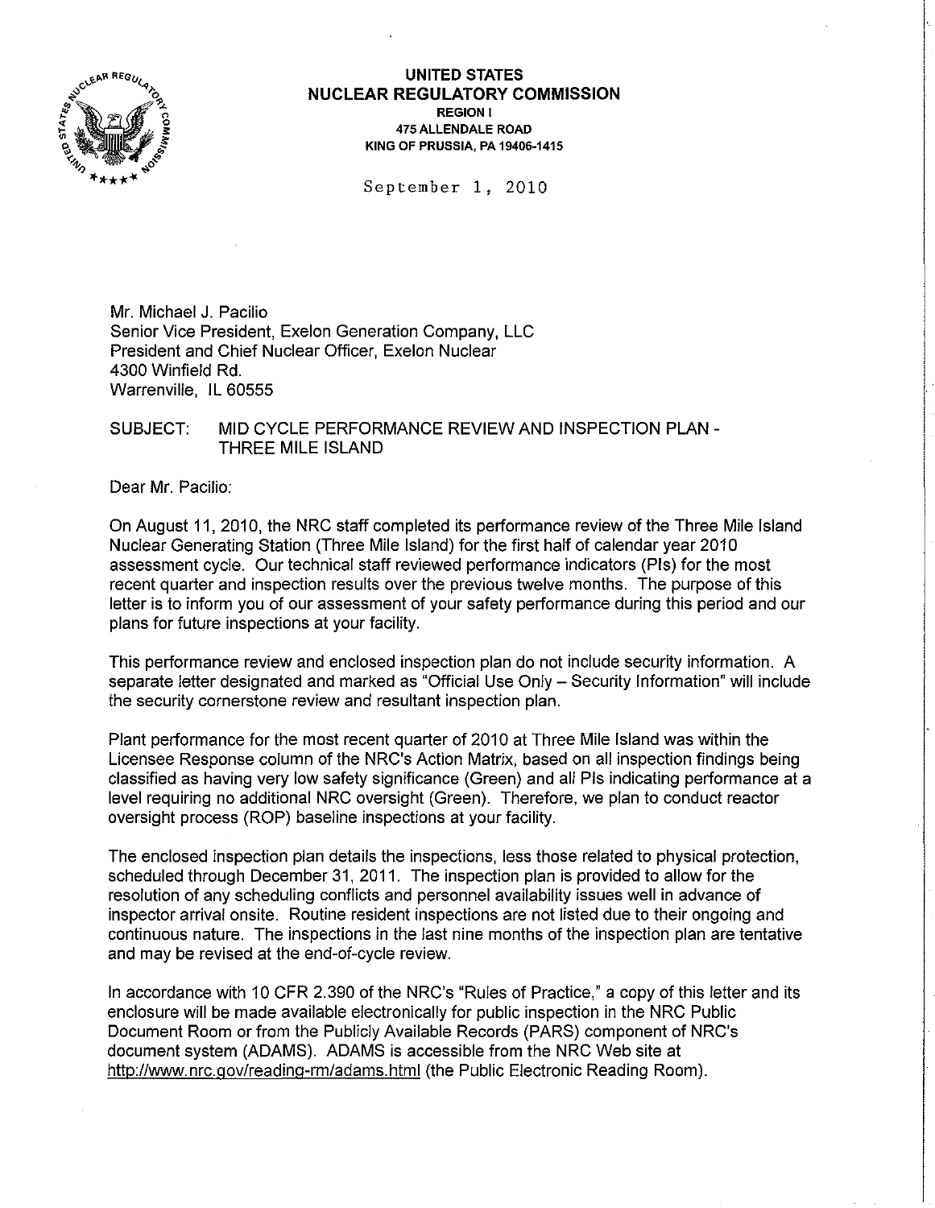**UNITED STATES**
**NUCLEAR REGULATORY COMMISSION**
**REGION I**
**475 ALLENDALE ROAD**
**KING OF PRUSSIA, PA 19406-1415**

September 1, 2010

Mr. Michael J. Pacilio
Senior Vice President, Exelon Generation Company, LLC
President and Chief Nuclear Officer, Exelon Nuclear
4300 Winfield Rd.
Warrenville, IL 60555

SUBJECT: MID CYCLE PERFORMANCE REVIEW AND INSPECTION PLAN - THREE MILE ISLAND

Dear Mr. Pacilio:

On August 11, 2010, the NRC staff completed its performance review of the Three Mile Island Nuclear Generating Station (Three Mile Island) for the first half of calendar year 2010 assessment cycle. Our technical staff reviewed performance indicators (PIs) for the most recent quarter and inspection results over the previous twelve months. The purpose of this letter is to inform you of our assessment of your safety performance during this period and our plans for future inspections at your facility.

This performance review and enclosed inspection plan do not include security information. A separate letter designated and marked as "Official Use Only – Security Information" will include the security cornerstone review and resultant inspection plan.

Plant performance for the most recent quarter of 2010 at Three Mile Island was within the Licensee Response column of the NRC's Action Matrix, based on all inspection findings being classified as having very low safety significance (Green) and all PIs indicating performance at a level requiring no additional NRC oversight (Green). Therefore, we plan to conduct reactor oversight process (ROP) baseline inspections at your facility.

The enclosed inspection plan details the inspections, less those related to physical protection, scheduled through December 31, 2011. The inspection plan is provided to allow for the resolution of any scheduling conflicts and personnel availability issues well in advance of inspector arrival onsite. Routine resident inspections are not listed due to their ongoing and continuous nature. The inspections in the last nine months of the inspection plan are tentative and may be revised at the end-of-cycle review.

In accordance with 10 CFR 2.390 of the NRC's "Rules of Practice," a copy of this letter and its enclosure will be made available electronically for public inspection in the NRC Public Document Room or from the Publicly Available Records (PARS) component of NRC's document system (ADAMS). ADAMS is accessible from the NRC Web site at http://www.nrc.gov/reading-rm/adams.html (the Public Electronic Reading Room).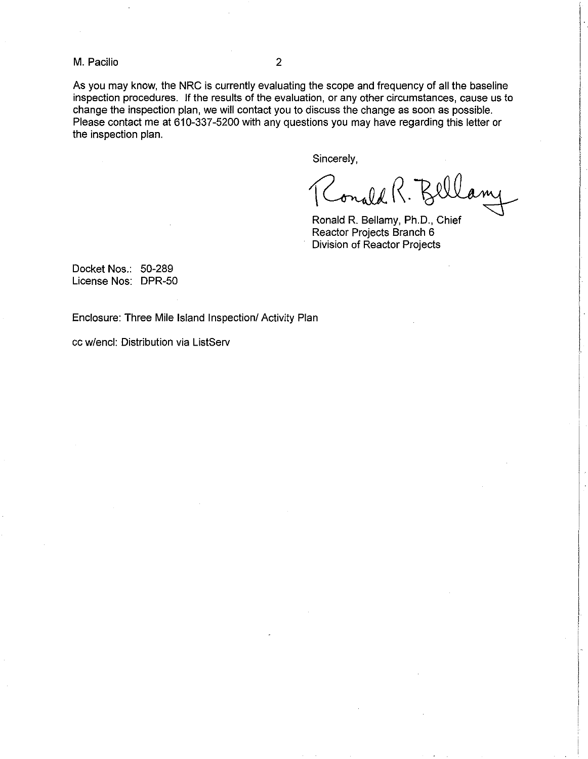As you may know, the NRC is currently evaluating the scope and frequency of all the baseline inspection procedures. If the results of the evaluation, or any other circumstances, cause us to change the inspection plan, we will contact you to discuss the change as soon as possible. Please contact me at 610-337-5200 with any questions you may have regarding this letter or the inspection plan.

Sincerely,

Ronald R. Bellamy

Ronald R. Bellamy, Ph.D., Chief
Reactor Projects Branch 6
Division of Reactor Projects

Docket Nos.: 50-289
License Nos: DPR-50

Enclosure: Three Mile Island Inspection/ Activity Plan

cc w/encl: Distribution via ListServ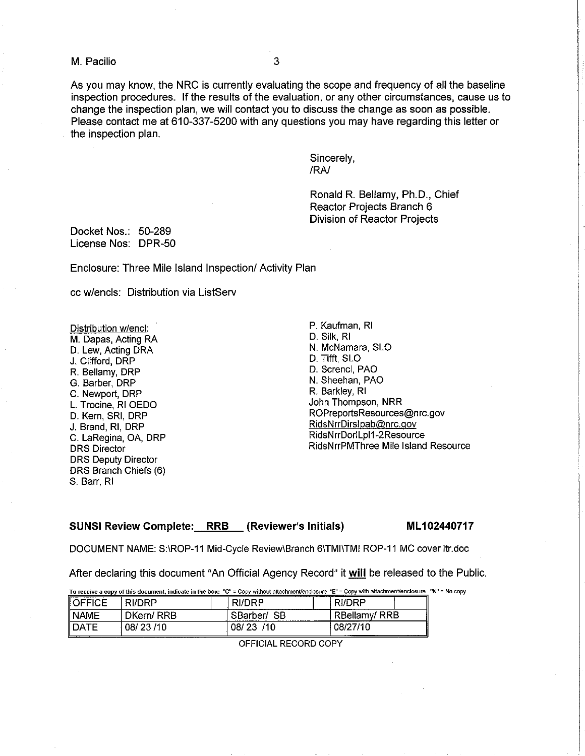As you may know, the NRC is currently evaluating the scope and frequency of all the baseline inspection procedures. If the results of the evaluation, or any other circumstances, cause us to change the inspection plan, we will contact you to discuss the change as soon as possible. Please contact me at 610-337-5200 with any questions you may have regarding this letter or the inspection plan.

Sincerely,
/RA/

Ronald R. Bellamy, Ph.D., Chief
Reactor Projects Branch 6
Division of Reactor Projects

Docket Nos.: 50-289
License Nos: DPR-50

Enclosure: Three Mile Island Inspection/ Activity Plan

cc w/encls: Distribution via ListServ

Distribution w/encl:
M. Dapas, Acting RA
D. Lew, Acting DRA
J. Clifford, DRP
R. Bellamy, DRP
G. Barber, DRP
C. Newport, DRP
L. Trocine, RI OEDO
D. Kern, SRI, DRP
J. Brand, RI, DRP
C. LaRegina, OA, DRP
DRS Director
DRS Deputy Director
DRS Branch Chiefs (6)
S. Barr, RI
P. Kaufman, RI
D. Silk, RI
N. McNamara, SLO
D. Tifft, SLO
D. Screnci, PAO
N. Sheehan, PAO
R. Barkley, RI
John Thompson, NRR
ROPreportsResources@nrc.gov
RidsNrrDirslpab@nrc.gov
RidsNrrDorlLpl1-2Resource
RidsNrrPMThree Mile Island Resource

**SUNSI Review Complete: RRB (Reviewer's Initials)** **ML102440717**

DOCUMENT NAME: S:\ROP-11 Mid-Cycle Review\Branch 6\TMI\TMI ROP-11 MC cover ltr.doc

After declaring this document "An Official Agency Record" it **will** be released to the Public.

To receive a copy of this document, indicate in the box: "C" = Copy without attachment/enclosure "E" = Copy with attachment/enclosure "N" = No copy

| OFFICE | RI/DRP | | RI/DRP | | RI/DRP | |
|---|---|---|---|---|---|---|
| NAME | DKern/ RRB | | SBarber/ SB | | RBellamy/ RRB | |
| DATE | 08/ 23 /10 | | 08/ 23 /10 | | 08/27/10 | |

OFFICIAL RECORD COPY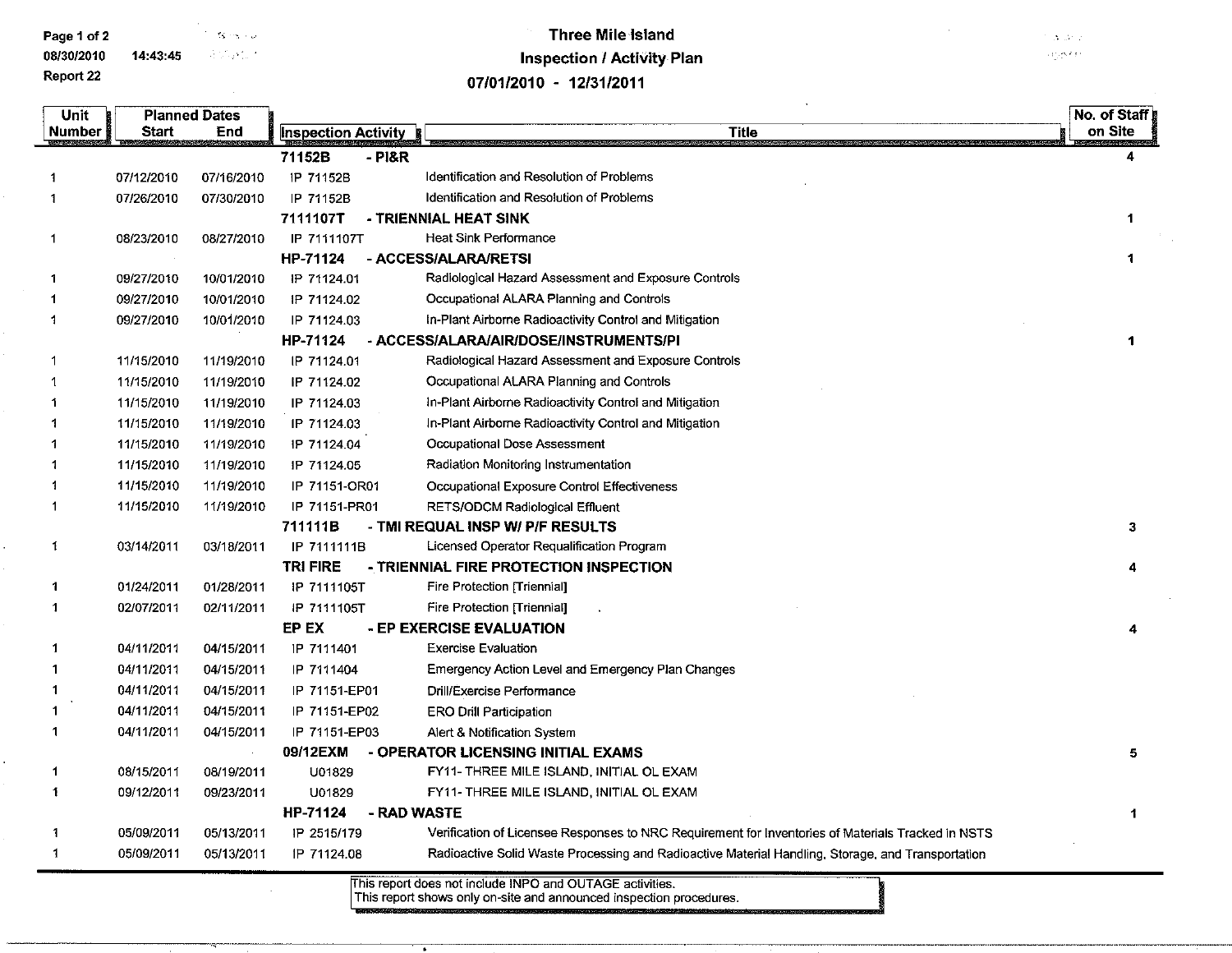# Three Mile Island
## Inspection / Activity Plan
### 07/01/2010 - 12/31/2011

Report 22

| Unit Number | Planned Dates Start | End | Inspection Activity | Title | No. of Staff on Site |
|---|---|---|---|---|---|
| | | | **71152B** | **- PI&R** | **4** |
| 1 | 07/12/2010 | 07/16/2010 | IP 71152B | Identification and Resolution of Problems | |
| 1 | 07/26/2010 | 07/30/2010 | IP 71152B | Identification and Resolution of Problems | |
| | | | **7111107T** | **- TRIENNIAL HEAT SINK** | **1** |
| 1 | 08/23/2010 | 08/27/2010 | IP 7111107T | Heat Sink Performance | |
| | | | **HP-71124** | **- ACCESS/ALARA/RETSI** | **1** |
| 1 | 09/27/2010 | 10/01/2010 | IP 71124.01 | Radiological Hazard Assessment and Exposure Controls | |
| 1 | 09/27/2010 | 10/01/2010 | IP 71124.02 | Occupational ALARA Planning and Controls | |
| 1 | 09/27/2010 | 10/01/2010 | IP 71124.03 | In-Plant Airborne Radioactivity Control and Mitigation | |
| | | | **HP-71124** | **- ACCESS/ALARA/AIR/DOSE/INSTRUMENTS/PI** | **1** |
| 1 | 11/15/2010 | 11/19/2010 | IP 71124.01 | Radiological Hazard Assessment and Exposure Controls | |
| 1 | 11/15/2010 | 11/19/2010 | IP 71124.02 | Occupational ALARA Planning and Controls | |
| 1 | 11/15/2010 | 11/19/2010 | IP 71124.03 | In-Plant Airborne Radioactivity Control and Mitigation | |
| 1 | 11/15/2010 | 11/19/2010 | IP 71124.03 | In-Plant Airborne Radioactivity Control and Mitigation | |
| 1 | 11/15/2010 | 11/19/2010 | IP 71124.04 | Occupational Dose Assessment | |
| 1 | 11/15/2010 | 11/19/2010 | IP 71124.05 | Radiation Monitoring Instrumentation | |
| 1 | 11/15/2010 | 11/19/2010 | IP 71151-OR01 | Occupational Exposure Control Effectiveness | |
| 1 | 11/15/2010 | 11/19/2010 | IP 71151-PR01 | RETS/ODCM Radiological Effluent | |
| | | | **711111B** | **- TMI REQUAL INSP W/ P/F RESULTS** | **3** |
| 1 | 03/14/2011 | 03/18/2011 | IP 7111111B | Licensed Operator Requalification Program | |
| | | | **TRI FIRE** | **- TRIENNIAL FIRE PROTECTION INSPECTION** | **4** |
| 1 | 01/24/2011 | 01/28/2011 | IP 7111105T | Fire Protection [Triennial] | |
| 1 | 02/07/2011 | 02/11/2011 | IP 7111105T | Fire Protection [Triennial] | |
| | | | **EP EX** | **- EP EXERCISE EVALUATION** | **4** |
| 1 | 04/11/2011 | 04/15/2011 | IP 7111401 | Exercise Evaluation | |
| 1 | 04/11/2011 | 04/15/2011 | IP 7111404 | Emergency Action Level and Emergency Plan Changes | |
| 1 | 04/11/2011 | 04/15/2011 | IP 71151-EP01 | Drill/Exercise Performance | |
| 1 | 04/11/2011 | 04/15/2011 | IP 71151-EP02 | ERO Drill Participation | |
| 1 | 04/11/2011 | 04/15/2011 | IP 71151-EP03 | Alert & Notification System | |
| | | | **09/12EXM** | **- OPERATOR LICENSING INITIAL EXAMS** | **5** |
| 1 | 08/15/2011 | 08/19/2011 | U01829 | FY11- THREE MILE ISLAND, INITIAL OL EXAM | |
| 1 | 09/12/2011 | 09/23/2011 | U01829 | FY11- THREE MILE ISLAND, INITIAL OL EXAM | |
| | | | **HP-71124** | **- RAD WASTE** | **1** |
| 1 | 05/09/2011 | 05/13/2011 | IP 2515/179 | Verification of Licensee Responses to NRC Requirement for Inventories of Materials Tracked in NSTS | |
| 1 | 05/09/2011 | 05/13/2011 | IP 71124.08 | Radioactive Solid Waste Processing and Radioactive Material Handling, Storage, and Transportation | |

This report does not include INPO and OUTAGE activities.
This report shows only on-site and announced inspection procedures.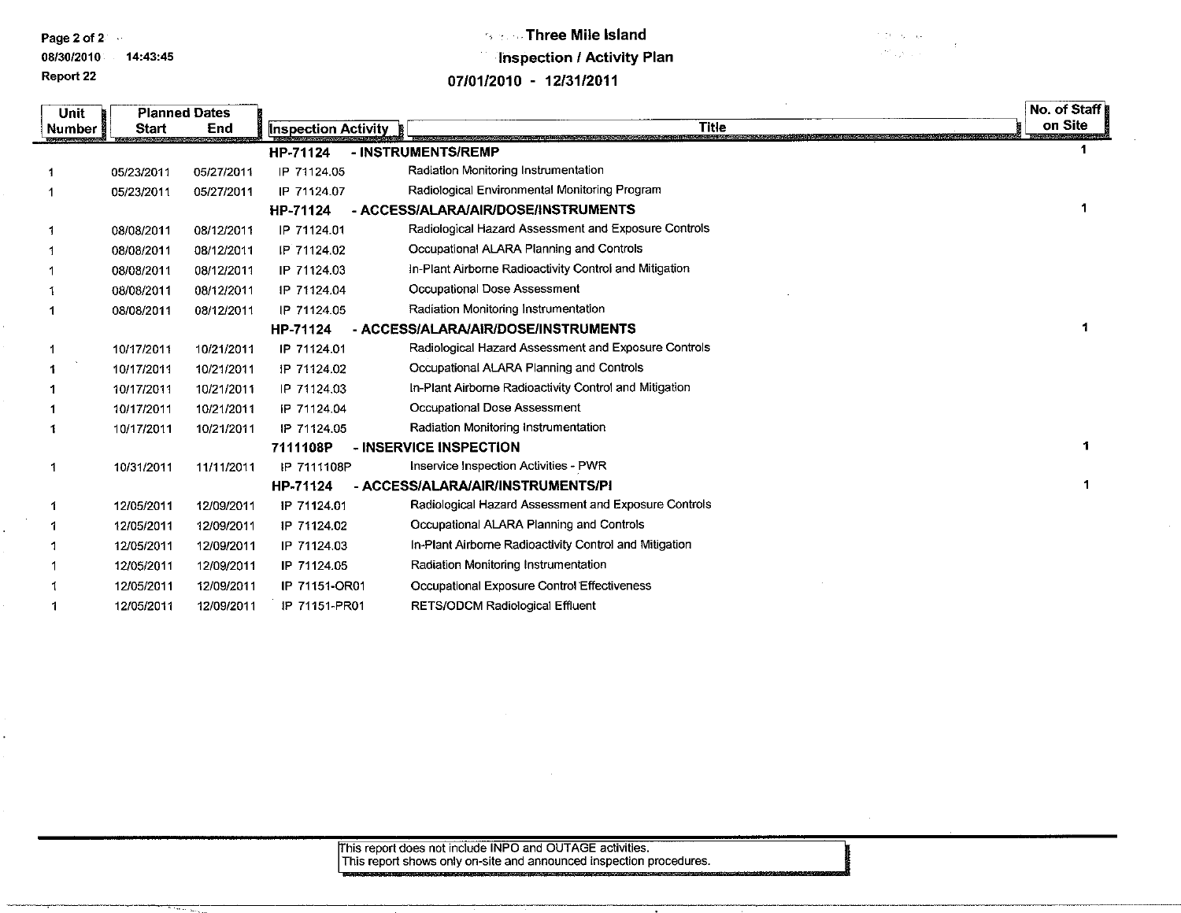# Three Mile Island

## Inspection / Activity Plan

### 07/01/2010 - 12/31/2011

08/30/2010 14:43:45

Report 22

| Unit Number | Planned Dates Start | End | Inspection Activity | Title | No. of Staff on Site |
|---|---|---|---|---|---|
| | | | **HP-71124** | **- INSTRUMENTS/REMP** | 1 |
| 1 | 05/23/2011 | 05/27/2011 | IP 71124.05 | Radiation Monitoring Instrumentation | |
| 1 | 05/23/2011 | 05/27/2011 | IP 71124.07 | Radiological Environmental Monitoring Program | |
| | | | **HP-71124** | **- ACCESS/ALARA/AIR/DOSE/INSTRUMENTS** | 1 |
| 1 | 08/08/2011 | 08/12/2011 | IP 71124.01 | Radiological Hazard Assessment and Exposure Controls | |
| 1 | 08/08/2011 | 08/12/2011 | IP 71124.02 | Occupational ALARA Planning and Controls | |
| 1 | 08/08/2011 | 08/12/2011 | IP 71124.03 | In-Plant Airborne Radioactivity Control and Mitigation | |
| 1 | 08/08/2011 | 08/12/2011 | IP 71124.04 | Occupational Dose Assessment | |
| 1 | 08/08/2011 | 08/12/2011 | IP 71124.05 | Radiation Monitoring Instrumentation | |
| | | | **HP-71124** | **- ACCESS/ALARA/AIR/DOSE/INSTRUMENTS** | 1 |
| 1 | 10/17/2011 | 10/21/2011 | IP 71124.01 | Radiological Hazard Assessment and Exposure Controls | |
| 1 | 10/17/2011 | 10/21/2011 | IP 71124.02 | Occupational ALARA Planning and Controls | |
| 1 | 10/17/2011 | 10/21/2011 | IP 71124.03 | In-Plant Airborne Radioactivity Control and Mitigation | |
| 1 | 10/17/2011 | 10/21/2011 | IP 71124.04 | Occupational Dose Assessment | |
| 1 | 10/17/2011 | 10/21/2011 | IP 71124.05 | Radiation Monitoring Instrumentation | |
| | | | **7111108P** | **- INSERVICE INSPECTION** | 1 |
| 1 | 10/31/2011 | 11/11/2011 | IP 7111108P | Inservice Inspection Activities - PWR | |
| | | | **HP-71124** | **- ACCESS/ALARA/AIR/INSTRUMENTS/PI** | 1 |
| 1 | 12/05/2011 | 12/09/2011 | IP 71124.01 | Radiological Hazard Assessment and Exposure Controls | |
| 1 | 12/05/2011 | 12/09/2011 | IP 71124.02 | Occupational ALARA Planning and Controls | |
| 1 | 12/05/2011 | 12/09/2011 | IP 71124.03 | In-Plant Airborne Radioactivity Control and Mitigation | |
| 1 | 12/05/2011 | 12/09/2011 | IP 71124.05 | Radiation Monitoring Instrumentation | |
| 1 | 12/05/2011 | 12/09/2011 | IP 71151-OR01 | Occupational Exposure Control Effectiveness | |
| 1 | 12/05/2011 | 12/09/2011 | IP 71151-PR01 | RETS/ODCM Radiological Effluent | |

This report does not include INPO and OUTAGE activities.
This report shows only on-site and announced inspection procedures.